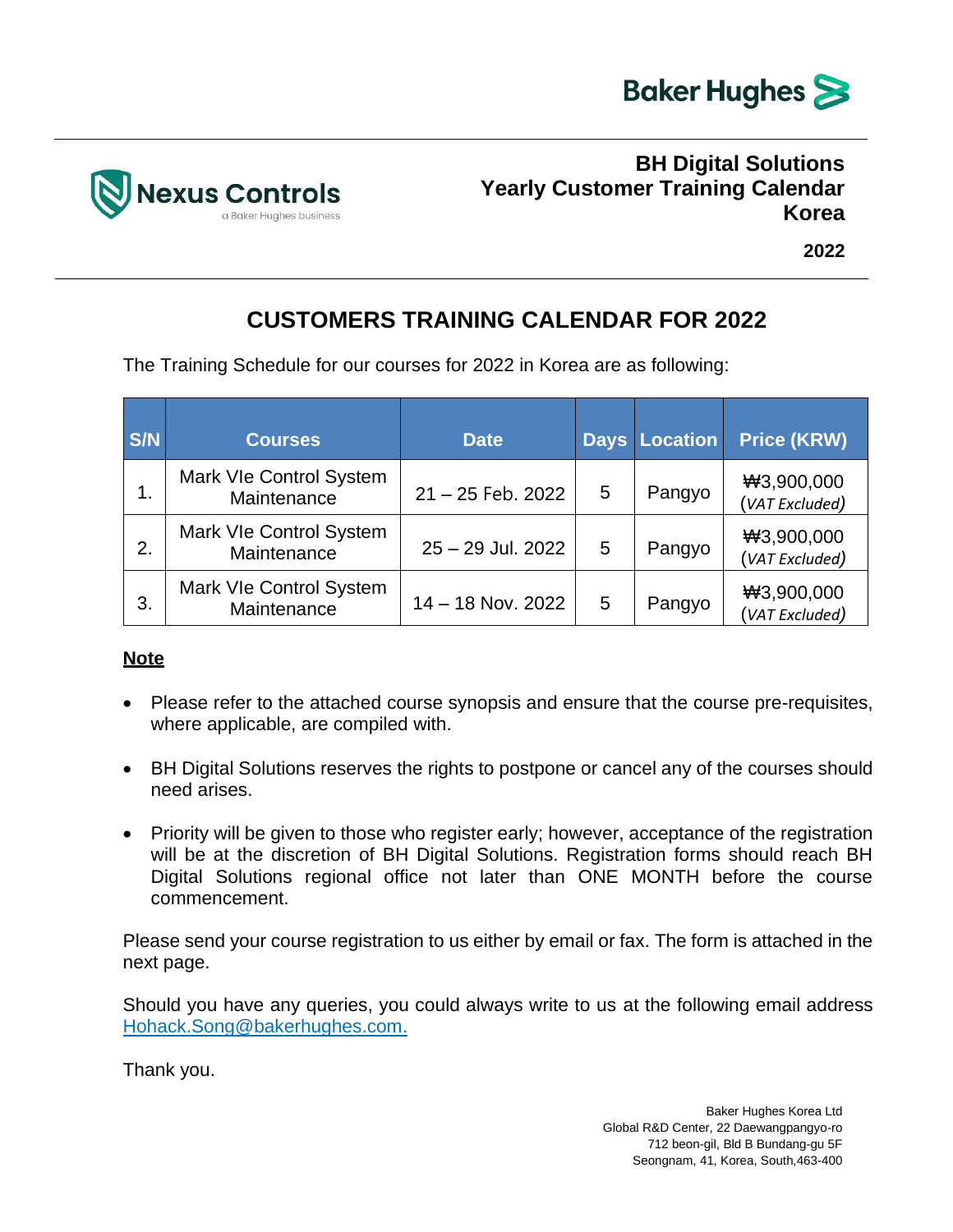Baker Hughes

Nexus Controls
a Baker Hughes business

**BH Digital Solutions**
**Yearly Customer Training Calendar**
**Korea**

**2022**

# CUSTOMERS TRAINING CALENDAR FOR 2022

The Training Schedule for our courses for 2022 in Korea are as following:

| S/N | Courses | Date | Days | Location | Price (KRW) |
|---|---|---|---|---|---|
| 1. | Mark VIe Control System Maintenance | 21 – 25 Feb. 2022 | 5 | Pangyo | ₩3,900,000 (*VAT Excluded*) |
| 2. | Mark VIe Control System Maintenance | 25 – 29 Jul. 2022 | 5 | Pangyo | ₩3,900,000 (*VAT Excluded*) |
| 3. | Mark VIe Control System Maintenance | 14 – 18 Nov. 2022 | 5 | Pangyo | ₩3,900,000 (*VAT Excluded*) |

**Note**

- Please refer to the attached course synopsis and ensure that the course pre-requisites, where applicable, are compiled with.
- BH Digital Solutions reserves the rights to postpone or cancel any of the courses should need arises.
- Priority will be given to those who register early; however, acceptance of the registration will be at the discretion of BH Digital Solutions. Registration forms should reach BH Digital Solutions regional office not later than ONE MONTH before the course commencement.

Please send your course registration to us either by email or fax. The form is attached in the next page.

Should you have any queries, you could always write to us at the following email address Hohack.Song@bakerhughes.com.

Thank you.

Baker Hughes Korea Ltd
Global R&D Center, 22 Daewangpangyo-ro
712 beon-gil, Bld B Bundang-gu 5F
Seongnam, 41, Korea, South,463-400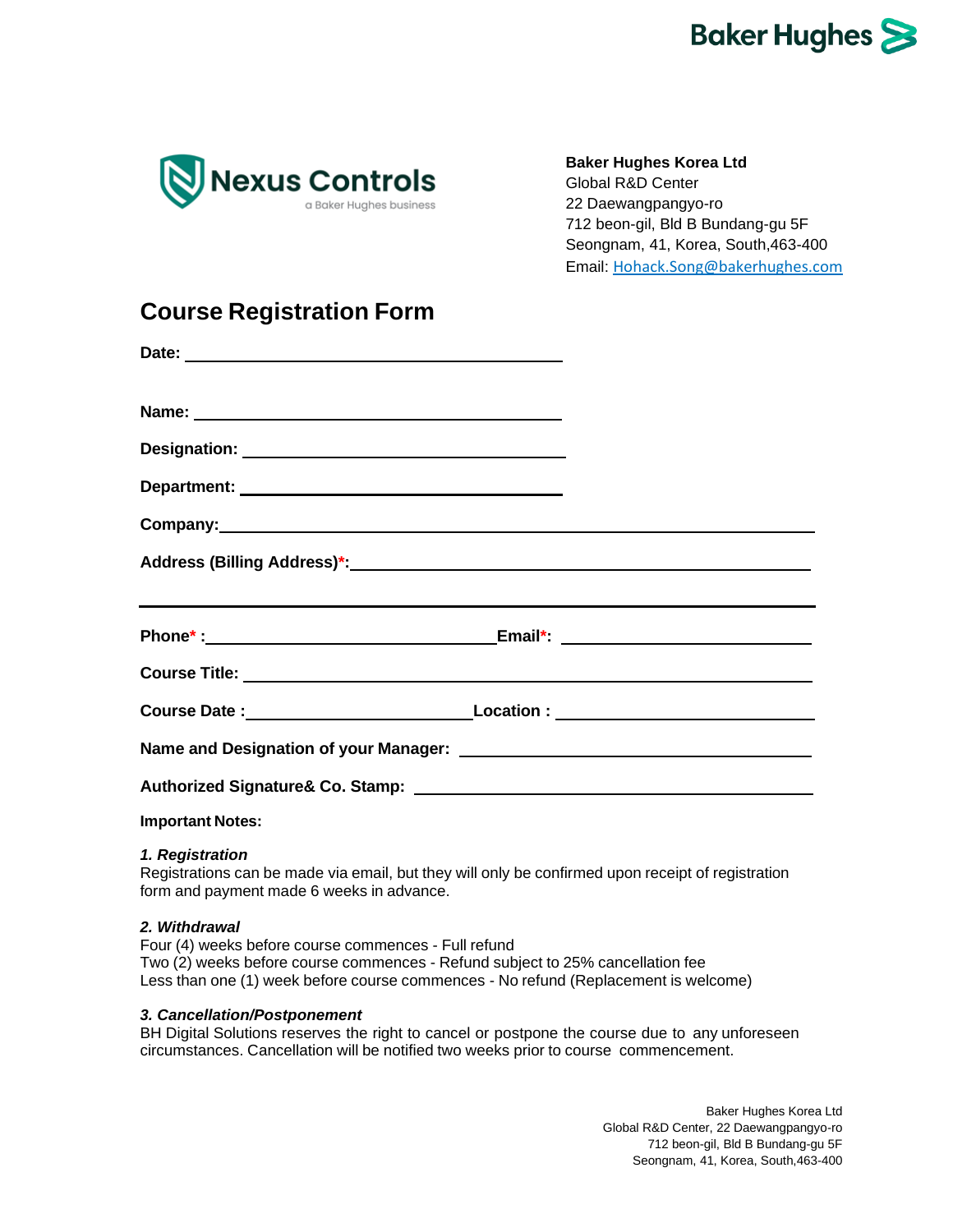**Baker Hughes Korea Ltd**
Global R&D Center
22 Daewangpangyo-ro
712 beon-gil, Bld B Bundang-gu 5F
Seongnam, 41, Korea, South,463-400
Email: Hohack.Song@bakerhughes.com

## Course Registration Form

**Date:** ______________________________

**Name:** ______________________________

**Designation:** ______________________________

**Department:** ______________________________

**Company:** ______________________________

**Address (Billing Address)*:** ______________________________

______________________________

**Phone* :** ______________________ **Email*:** ______________________

**Course Title:** ______________________________

**Course Date :** ______________________ **Location :** ______________________

**Name and Designation of your Manager:** ______________________________

**Authorized Signature& Co. Stamp:** ______________________________

**Important Notes:**

***1. Registration***
Registrations can be made via email, but they will only be confirmed upon receipt of registration form and payment made 6 weeks in advance.

***2. Withdrawal***
Four (4) weeks before course commences - Full refund
Two (2) weeks before course commences - Refund subject to 25% cancellation fee
Less than one (1) week before course commences - No refund (Replacement is welcome)

***3. Cancellation/Postponement***
BH Digital Solutions reserves the right to cancel or postpone the course due to any unforeseen circumstances. Cancellation will be notified two weeks prior to course commencement.

Baker Hughes Korea Ltd
Global R&D Center, 22 Daewangpangyo-ro
712 beon-gil, Bld B Bundang-gu 5F
Seongnam, 41, Korea, South,463-400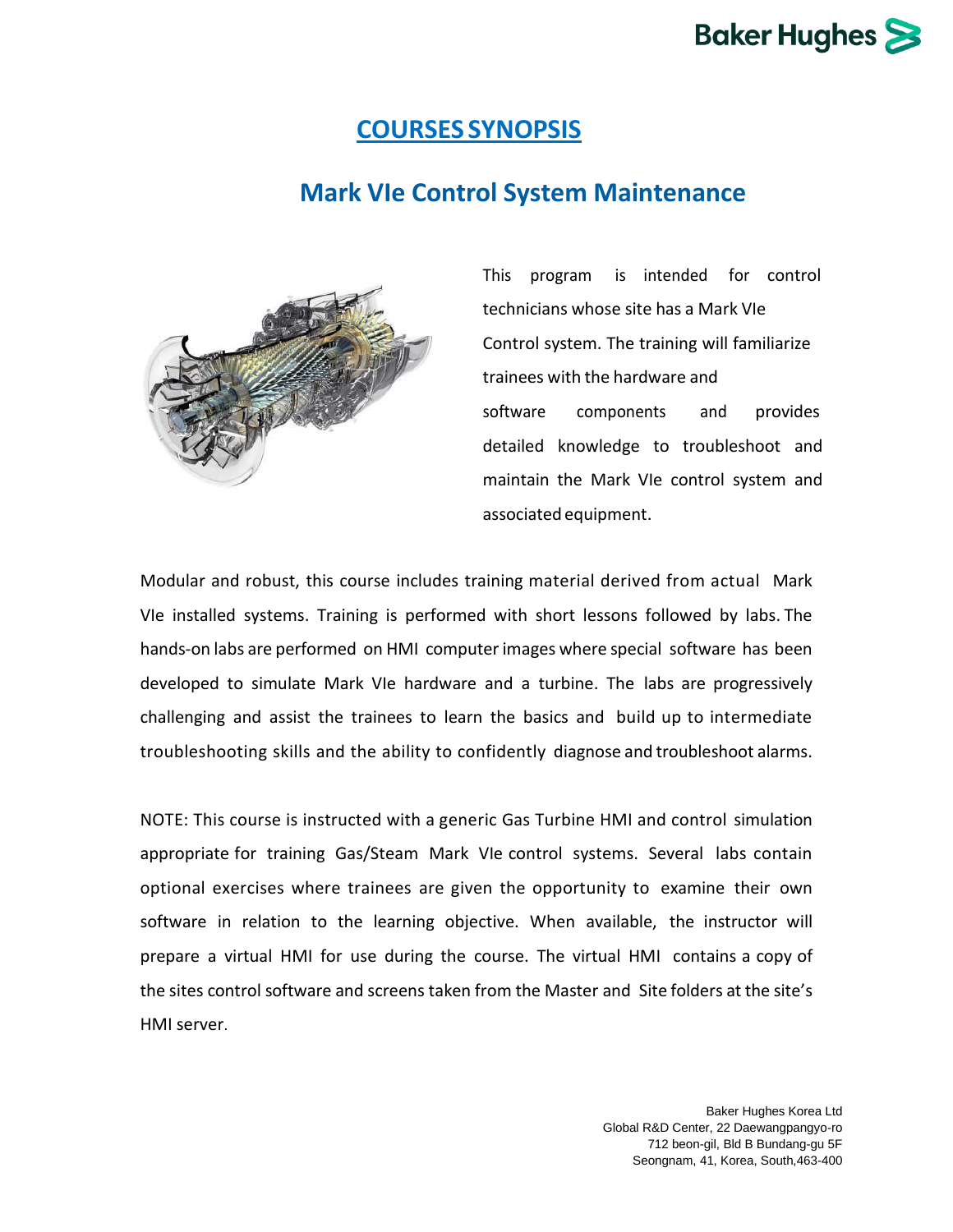# COURSES SYNOPSIS

## Mark VIe Control System Maintenance

This program is intended for control technicians whose site has a Mark VIe Control system. The training will familiarize trainees with the hardware and software components and provides detailed knowledge to troubleshoot and maintain the Mark VIe control system and associated equipment.

Modular and robust, this course includes training material derived from actual Mark VIe installed systems. Training is performed with short lessons followed by labs. The hands-on labs are performed on HMI computer images where special software has been developed to simulate Mark VIe hardware and a turbine. The labs are progressively challenging and assist the trainees to learn the basics and build up to intermediate troubleshooting skills and the ability to confidently diagnose and troubleshoot alarms.

NOTE: This course is instructed with a generic Gas Turbine HMI and control simulation appropriate for training Gas/Steam Mark VIe control systems. Several labs contain optional exercises where trainees are given the opportunity to examine their own software in relation to the learning objective. When available, the instructor will prepare a virtual HMI for use during the course. The virtual HMI contains a copy of the sites control software and screens taken from the Master and Site folders at the site's HMI server.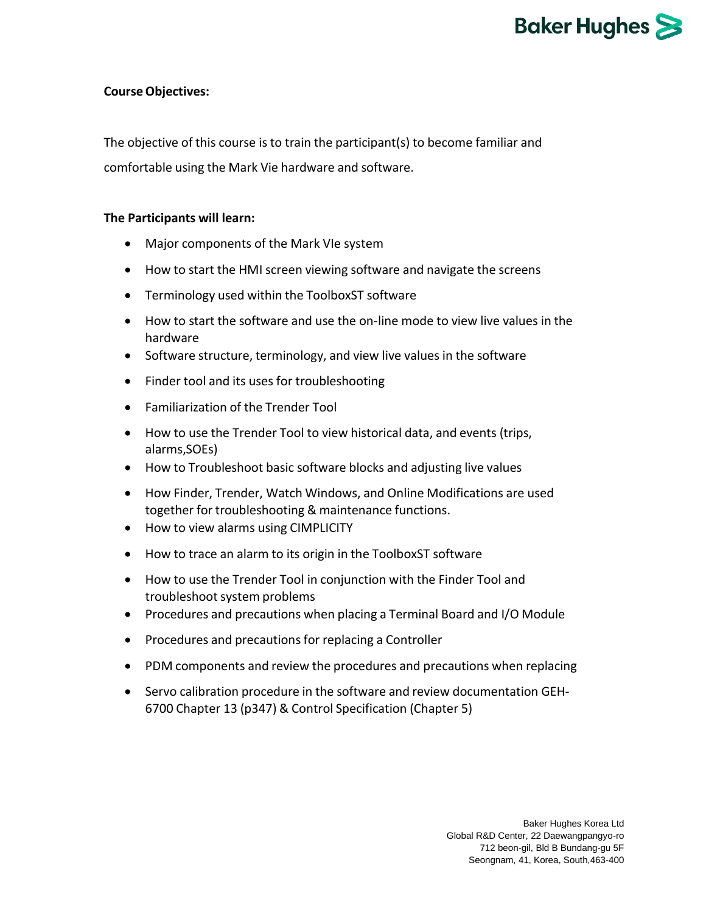**Course Objectives:**

The objective of this course is to train the participant(s) to become familiar and comfortable using the Mark Vie hardware and software.

**The Participants will learn:**

- Major components of the Mark VIe system
- How to start the HMI screen viewing software and navigate the screens
- Terminology used within the ToolboxST software
- How to start the software and use the on-line mode to view live values in the hardware
- Software structure, terminology, and view live values in the software
- Finder tool and its uses for troubleshooting
- Familiarization of the Trender Tool
- How to use the Trender Tool to view historical data, and events (trips, alarms,SOEs)
- How to Troubleshoot basic software blocks and adjusting live values
- How Finder, Trender, Watch Windows, and Online Modifications are used together for troubleshooting & maintenance functions.
- How to view alarms using CIMPLICITY
- How to trace an alarm to its origin in the ToolboxST software
- How to use the Trender Tool in conjunction with the Finder Tool and troubleshoot system problems
- Procedures and precautions when placing a Terminal Board and I/O Module
- Procedures and precautions for replacing a Controller
- PDM components and review the procedures and precautions when replacing
- Servo calibration procedure in the software and review documentation GEH-6700 Chapter 13 (p347) & Control Specification (Chapter 5)

Baker Hughes Korea Ltd
Global R&D Center, 22 Daewangpangyo-ro
712 beon-gil, Bld B Bundang-gu 5F
Seongnam, 41, Korea, South,463-400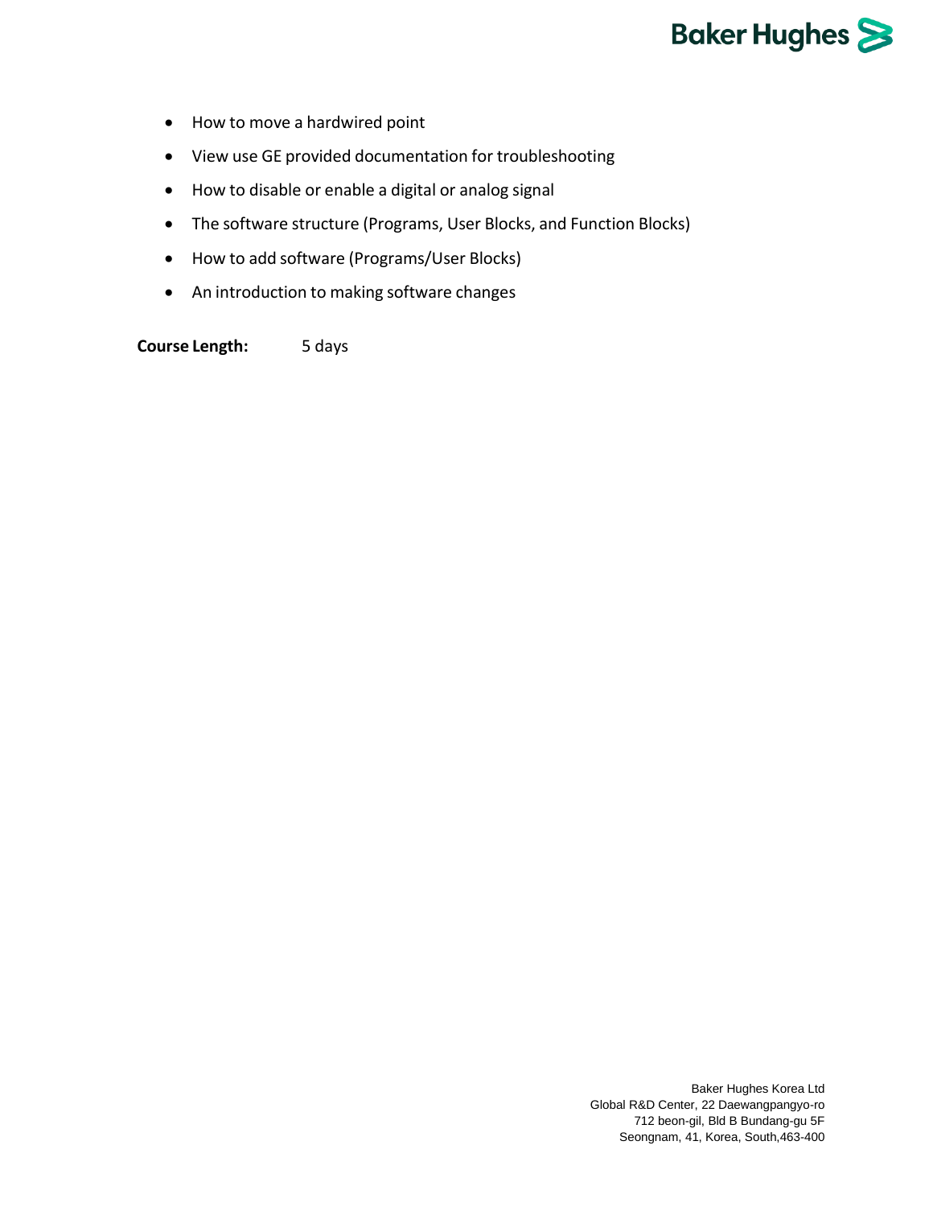- How to move a hardwired point
- View use GE provided documentation for troubleshooting
- How to disable or enable a digital or analog signal
- The software structure (Programs, User Blocks, and Function Blocks)
- How to add software (Programs/User Blocks)
- An introduction to making software changes

**Course Length:** 5 days

Baker Hughes Korea Ltd
Global R&D Center, 22 Daewangpangyo-ro
712 beon-gil, Bld B Bundang-gu 5F
Seongnam, 41, Korea, South,463-400